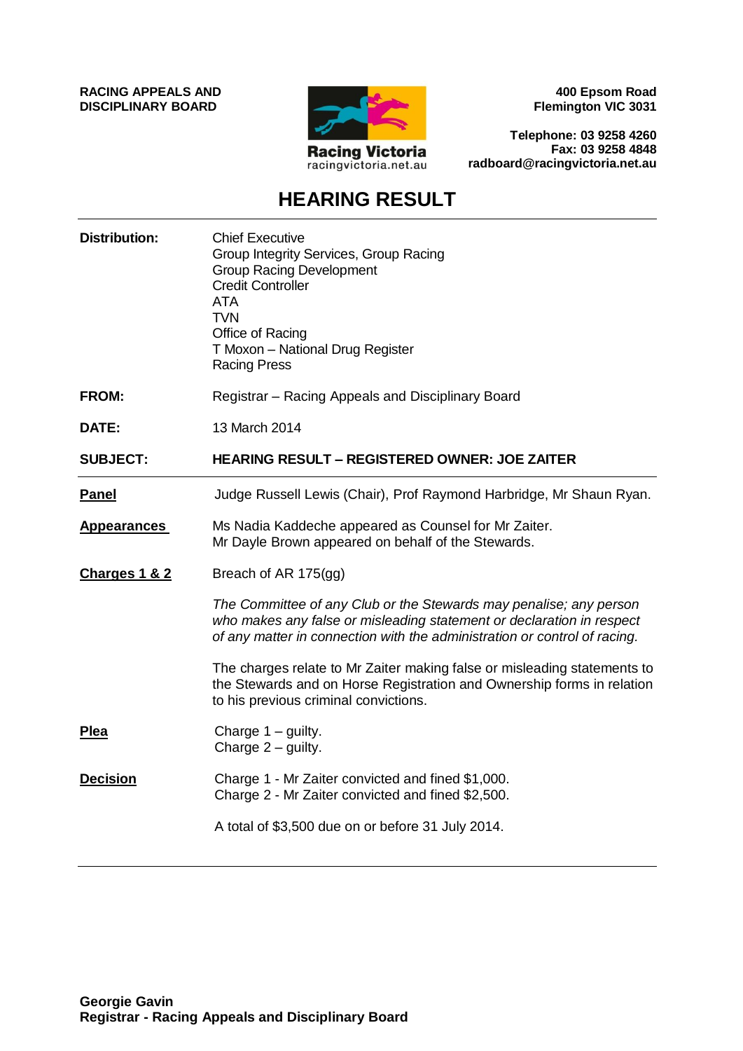**RACING APPEALS AND DISCIPLINARY BOARD**

Racing Victoria
racingvictoria.net.au

**400 Epsom Road**
**Flemington VIC 3031**

**Telephone: 03 9258 4260**
**Fax: 03 9258 4848**
**radboard@racingvictoria.net.au**

# HEARING RESULT

**Distribution:** Chief Executive
Group Integrity Services, Group Racing
Group Racing Development
Credit Controller
ATA
TVN
Office of Racing
T Moxon – National Drug Register
Racing Press

**FROM:** Registrar – Racing Appeals and Disciplinary Board

**DATE:** 13 March 2014

**SUBJECT:** **HEARING RESULT – REGISTERED OWNER: JOE ZAITER**

---

**Panel**
Judge Russell Lewis (Chair), Prof Raymond Harbridge, Mr Shaun Ryan.

**Appearances**
Ms Nadia Kaddeche appeared as Counsel for Mr Zaiter.
Mr Dayle Brown appeared on behalf of the Stewards.

**Charges 1 & 2**
Breach of AR 175(gg)

*The Committee of any Club or the Stewards may penalise; any person who makes any false or misleading statement or declaration in respect of any matter in connection with the administration or control of racing.*

The charges relate to Mr Zaiter making false or misleading statements to the Stewards and on Horse Registration and Ownership forms in relation to his previous criminal convictions.

**Plea**
Charge 1 – guilty.
Charge 2 – guilty.

**Decision**
Charge 1 - Mr Zaiter convicted and fined $1,000.
Charge 2 - Mr Zaiter convicted and fined $2,500.

A total of $3,500 due on or before 31 July 2014.

---

**Georgie Gavin**
**Registrar - Racing Appeals and Disciplinary Board**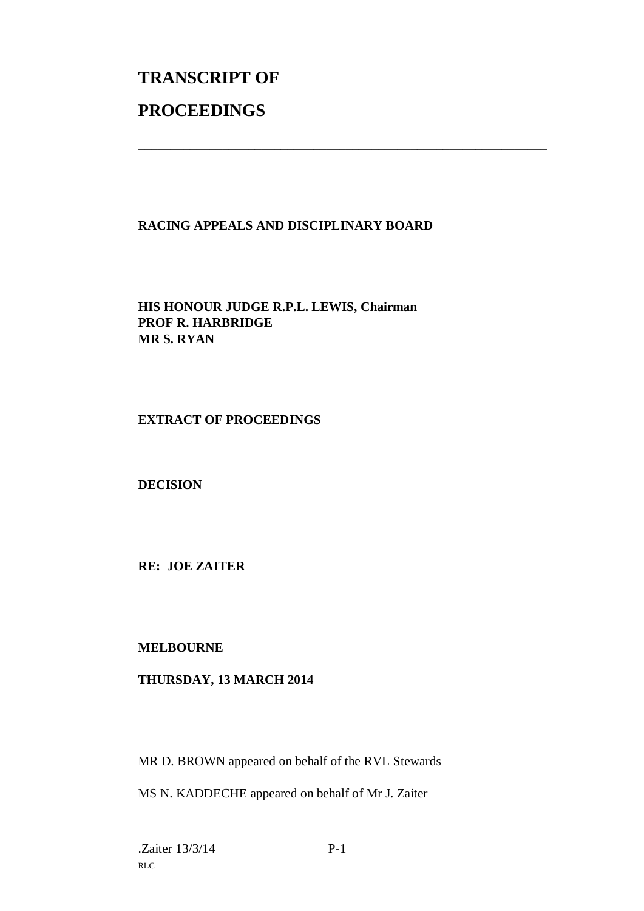# TRANSCRIPT OF

# PROCEEDINGS

---

**RACING APPEALS AND DISCIPLINARY BOARD**

**HIS HONOUR JUDGE R.P.L. LEWIS, Chairman**
**PROF R. HARBRIDGE**
**MR S. RYAN**

**EXTRACT OF PROCEEDINGS**

**DECISION**

**RE: JOE ZAITER**

**MELBOURNE**

**THURSDAY, 13 MARCH 2014**

MR D. BROWN appeared on behalf of the RVL Stewards

MS N. KADDECHE appeared on behalf of Mr J. Zaiter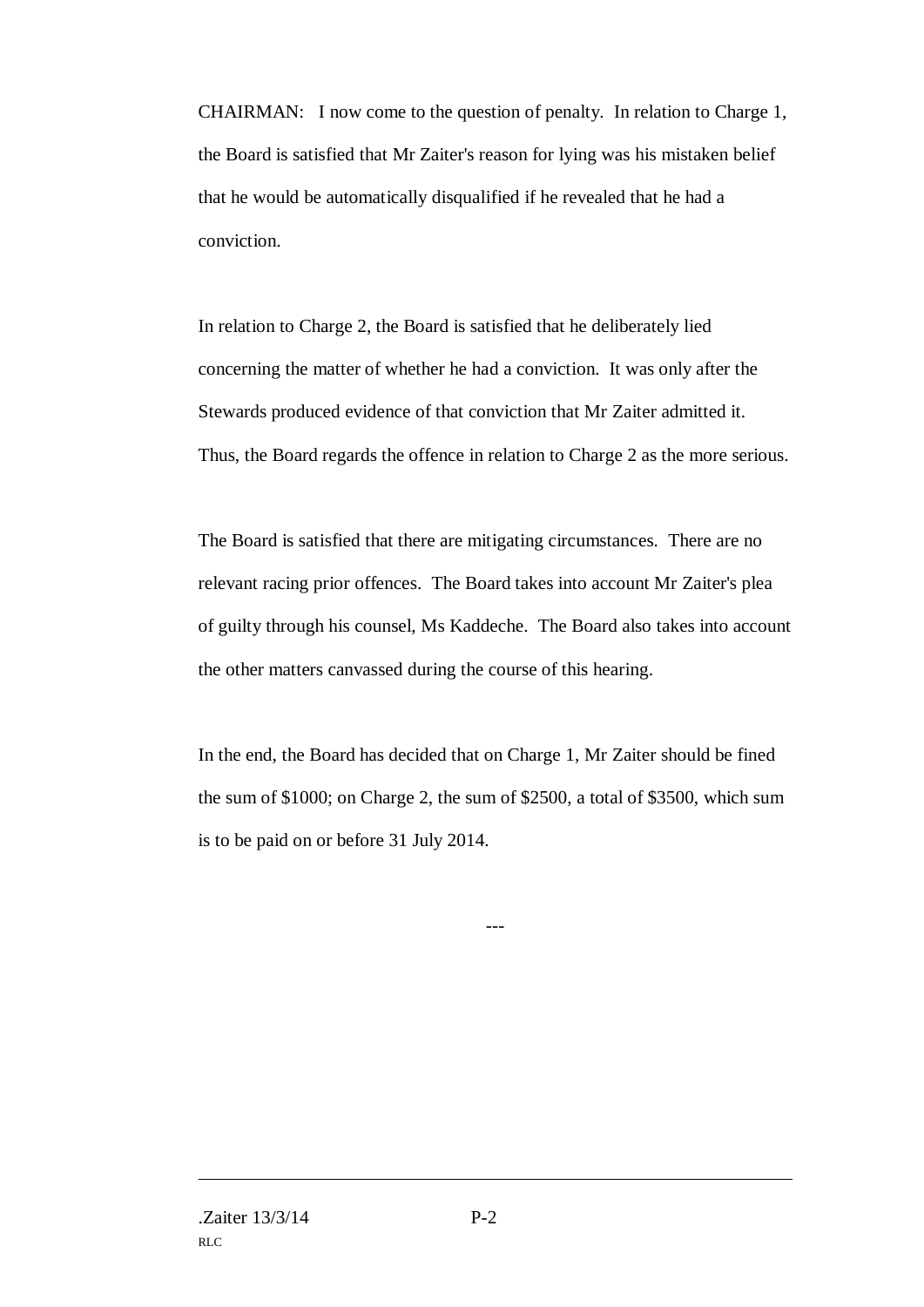CHAIRMAN: I now come to the question of penalty. In relation to Charge 1, the Board is satisfied that Mr Zaiter's reason for lying was his mistaken belief that he would be automatically disqualified if he revealed that he had a conviction.

In relation to Charge 2, the Board is satisfied that he deliberately lied concerning the matter of whether he had a conviction. It was only after the Stewards produced evidence of that conviction that Mr Zaiter admitted it. Thus, the Board regards the offence in relation to Charge 2 as the more serious.

The Board is satisfied that there are mitigating circumstances. There are no relevant racing prior offences. The Board takes into account Mr Zaiter's plea of guilty through his counsel, Ms Kaddeche. The Board also takes into account the other matters canvassed during the course of this hearing.

In the end, the Board has decided that on Charge 1, Mr Zaiter should be fined the sum of $1000; on Charge 2, the sum of $2500, a total of $3500, which sum is to be paid on or before 31 July 2014.

---